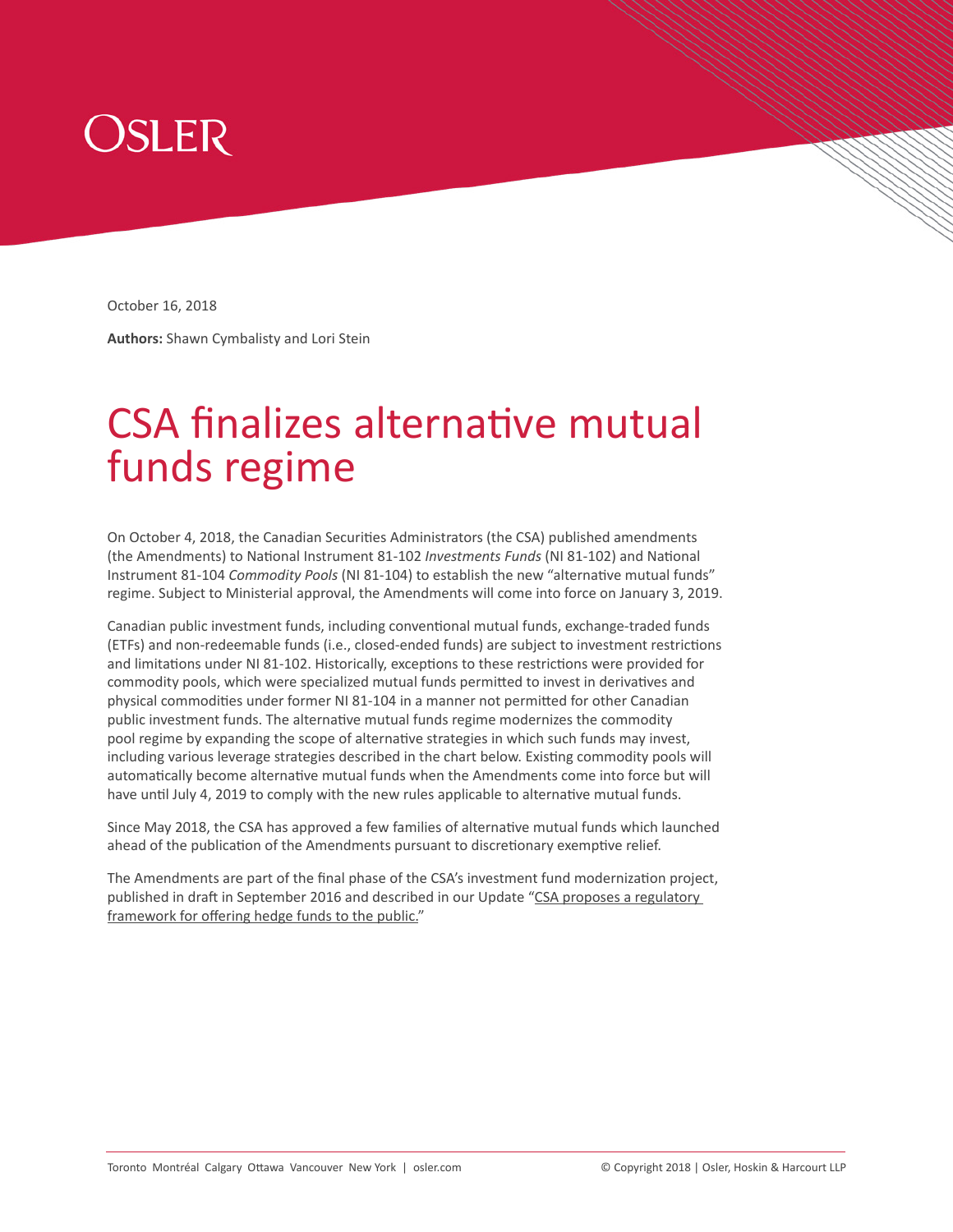OSLER

October 16, 2018

**Authors:** Shawn Cymbalisty and Lori Stein

# CSA finalizes alternative mutual funds regime

On October 4, 2018, the Canadian Securities Administrators (the CSA) published amendments (the Amendments) to National Instrument 81-102 *Investments Funds* (NI 81-102) and National Instrument 81-104 *Commodity Pools* (NI 81-104) to establish the new "alternative mutual funds" regime. Subject to Ministerial approval, the Amendments will come into force on January 3, 2019.

Canadian public investment funds, including conventional mutual funds, exchange-traded funds (ETFs) and non-redeemable funds (i.e., closed-ended funds) are subject to investment restrictions and limitations under NI 81-102. Historically, exceptions to these restrictions were provided for commodity pools, which were specialized mutual funds permitted to invest in derivatives and physical commodities under former NI 81-104 in a manner not permitted for other Canadian public investment funds. The alternative mutual funds regime modernizes the commodity pool regime by expanding the scope of alternative strategies in which such funds may invest, including various leverage strategies described in the chart below. Existing commodity pools will automatically become alternative mutual funds when the Amendments come into force but will have until July 4, 2019 to comply with the new rules applicable to alternative mutual funds.

Since May 2018, the CSA has approved a few families of alternative mutual funds which launched ahead of the publication of the Amendments pursuant to discretionary exemptive relief.

The Amendments are part of the final phase of the CSA's investment fund modernization project, published in draft in September 2016 and described in our Update "CSA proposes a regulatory framework for offering hedge funds to the public."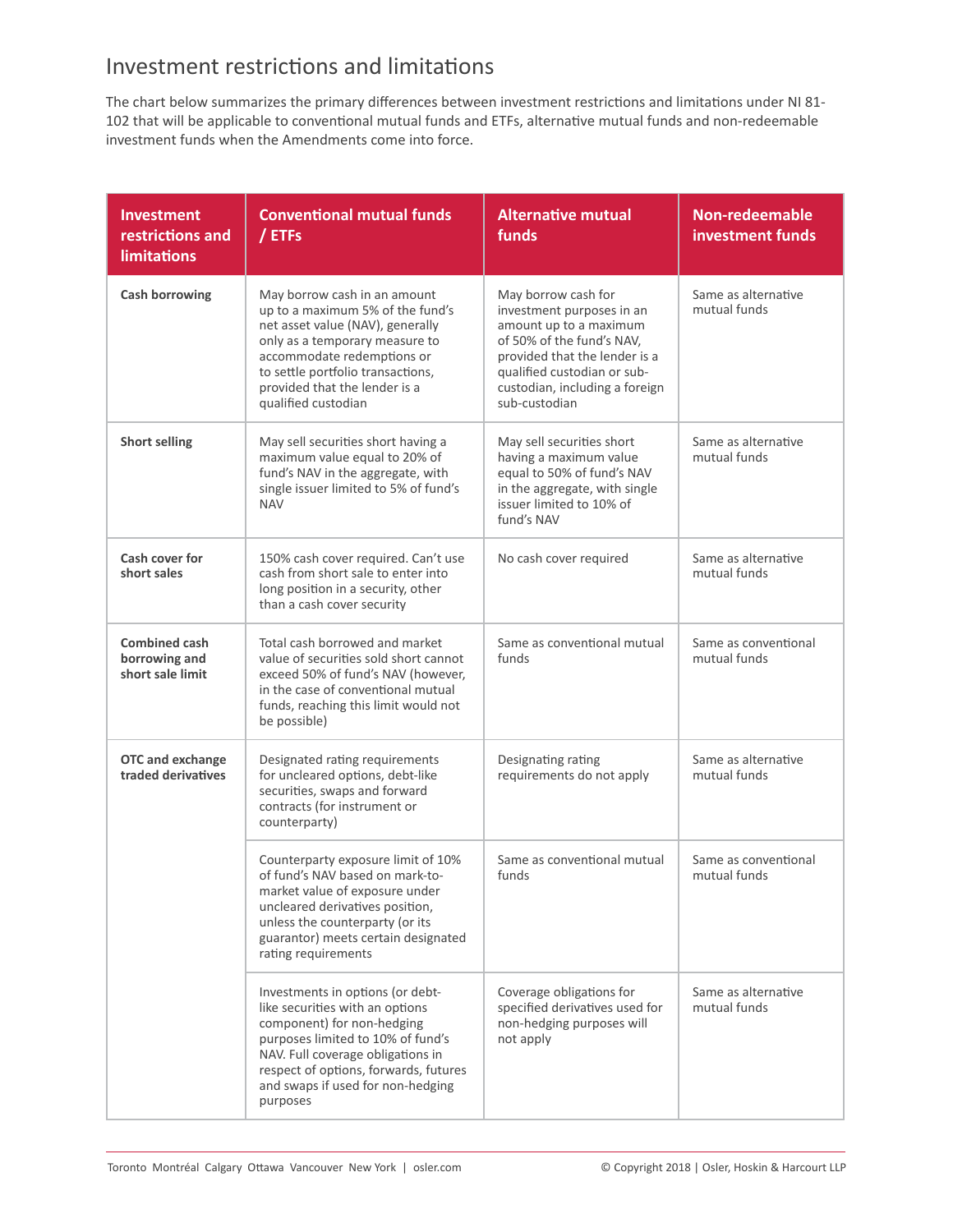# Investment restrictions and limitations

The chart below summarizes the primary differences between investment restrictions and limitations under NI 81-102 that will be applicable to conventional mutual funds and ETFs, alternative mutual funds and non-redeemable investment funds when the Amendments come into force.

| Investment restrictions and limitations | Conventional mutual funds / ETFs | Alternative mutual funds | Non-redeemable investment funds |
|---|---|---|---|
| **Cash borrowing** | May borrow cash in an amount up to a maximum 5% of the fund's net asset value (NAV), generally only as a temporary measure to accommodate redemptions or to settle portfolio transactions, provided that the lender is a qualified custodian | May borrow cash for investment purposes in an amount up to a maximum of 50% of the fund's NAV, provided that the lender is a qualified custodian or sub-custodian, including a foreign sub-custodian | Same as alternative mutual funds |
| **Short selling** | May sell securities short having a maximum value equal to 20% of fund's NAV in the aggregate, with single issuer limited to 5% of fund's NAV | May sell securities short having a maximum value equal to 50% of fund's NAV in the aggregate, with single issuer limited to 10% of fund's NAV | Same as alternative mutual funds |
| **Cash cover for short sales** | 150% cash cover required. Can't use cash from short sale to enter into long position in a security, other than a cash cover security | No cash cover required | Same as alternative mutual funds |
| **Combined cash borrowing and short sale limit** | Total cash borrowed and market value of securities sold short cannot exceed 50% of fund's NAV (however, in the case of conventional mutual funds, reaching this limit would not be possible) | Same as conventional mutual funds | Same as conventional mutual funds |
| **OTC and exchange traded derivatives** | Designated rating requirements for uncleared options, debt-like securities, swaps and forward contracts (for instrument or counterparty) | Designating rating requirements do not apply | Same as alternative mutual funds |
| | Counterparty exposure limit of 10% of fund's NAV based on mark-to-market value of exposure under uncleared derivatives position, unless the counterparty (or its guarantor) meets certain designated rating requirements | Same as conventional mutual funds | Same as conventional mutual funds |
| | Investments in options (or debt-like securities with an options component) for non-hedging purposes limited to 10% of fund's NAV. Full coverage obligations in respect of options, forwards, futures and swaps if used for non-hedging purposes | Coverage obligations for specified derivatives used for non-hedging purposes will not apply | Same as alternative mutual funds |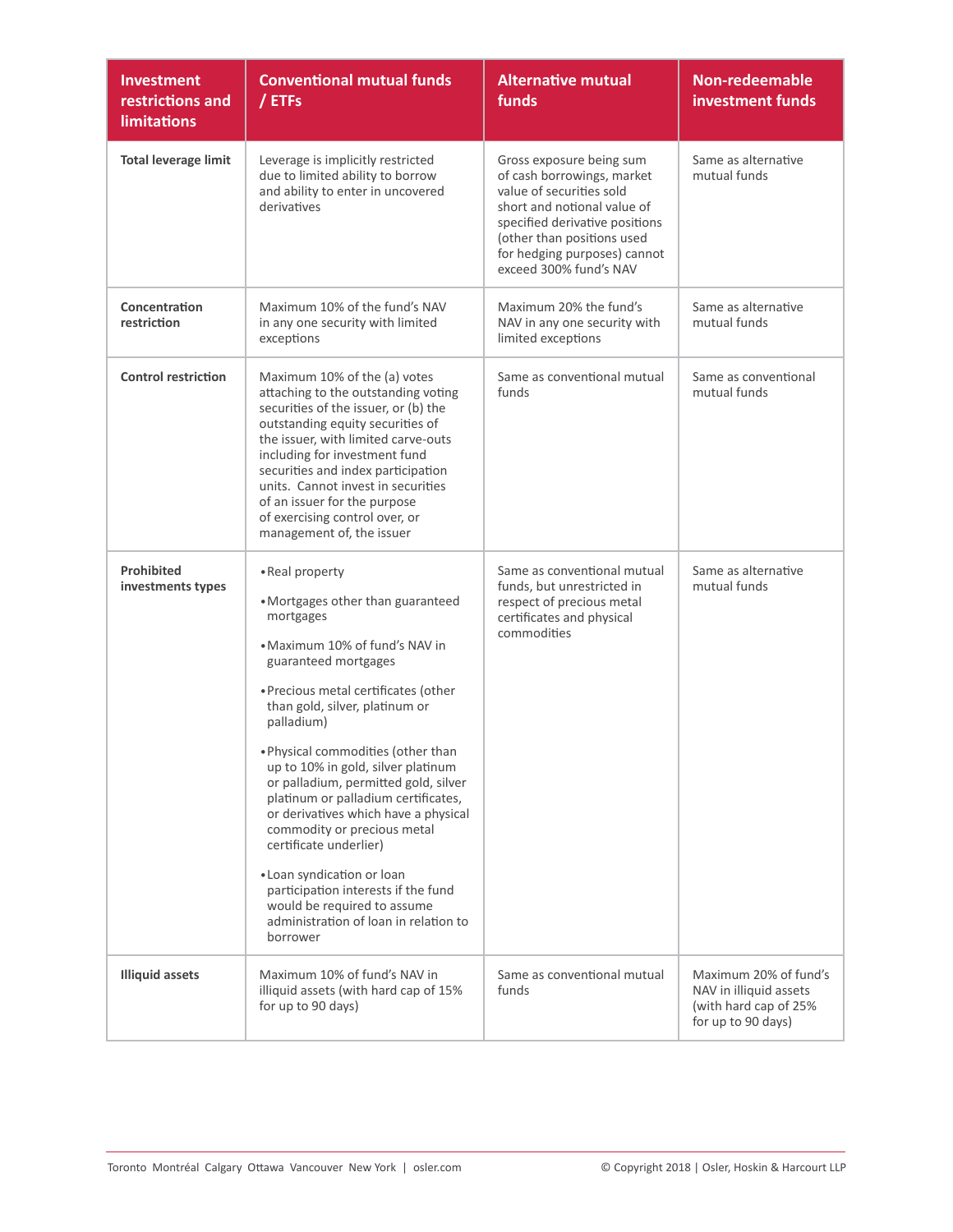| Investment restrictions and limitations | Conventional mutual funds / ETFs | Alternative mutual funds | Non-redeemable investment funds |
|---|---|---|---|
| **Total leverage limit** | Leverage is implicitly restricted due to limited ability to borrow and ability to enter in uncovered derivatives | Gross exposure being sum of cash borrowings, market value of securities sold short and notional value of specified derivative positions (other than positions used for hedging purposes) cannot exceed 300% fund's NAV | Same as alternative mutual funds |
| **Concentration restriction** | Maximum 10% of the fund's NAV in any one security with limited exceptions | Maximum 20% the fund's NAV in any one security with limited exceptions | Same as alternative mutual funds |
| **Control restriction** | Maximum 10% of the (a) votes attaching to the outstanding voting securities of the issuer, or (b) the outstanding equity securities of the issuer, with limited carve-outs including for investment fund securities and index participation units. Cannot invest in securities of an issuer for the purpose of exercising control over, or management of, the issuer | Same as conventional mutual funds | Same as conventional mutual funds |
| **Prohibited investments types** | • Real property<br>• Mortgages other than guaranteed mortgages<br>• Maximum 10% of fund's NAV in guaranteed mortgages<br>• Precious metal certificates (other than gold, silver, platinum or palladium)<br>• Physical commodities (other than up to 10% in gold, silver platinum or palladium, permitted gold, silver platinum or palladium certificates, or derivatives which have a physical commodity or precious metal certificate underlier)<br>• Loan syndication or loan participation interests if the fund would be required to assume administration of loan in relation to borrower | Same as conventional mutual funds, but unrestricted in respect of precious metal certificates and physical commodities | Same as alternative mutual funds |
| **Illiquid assets** | Maximum 10% of fund's NAV in illiquid assets (with hard cap of 15% for up to 90 days) | Same as conventional mutual funds | Maximum 20% of fund's NAV in illiquid assets (with hard cap of 25% for up to 90 days) |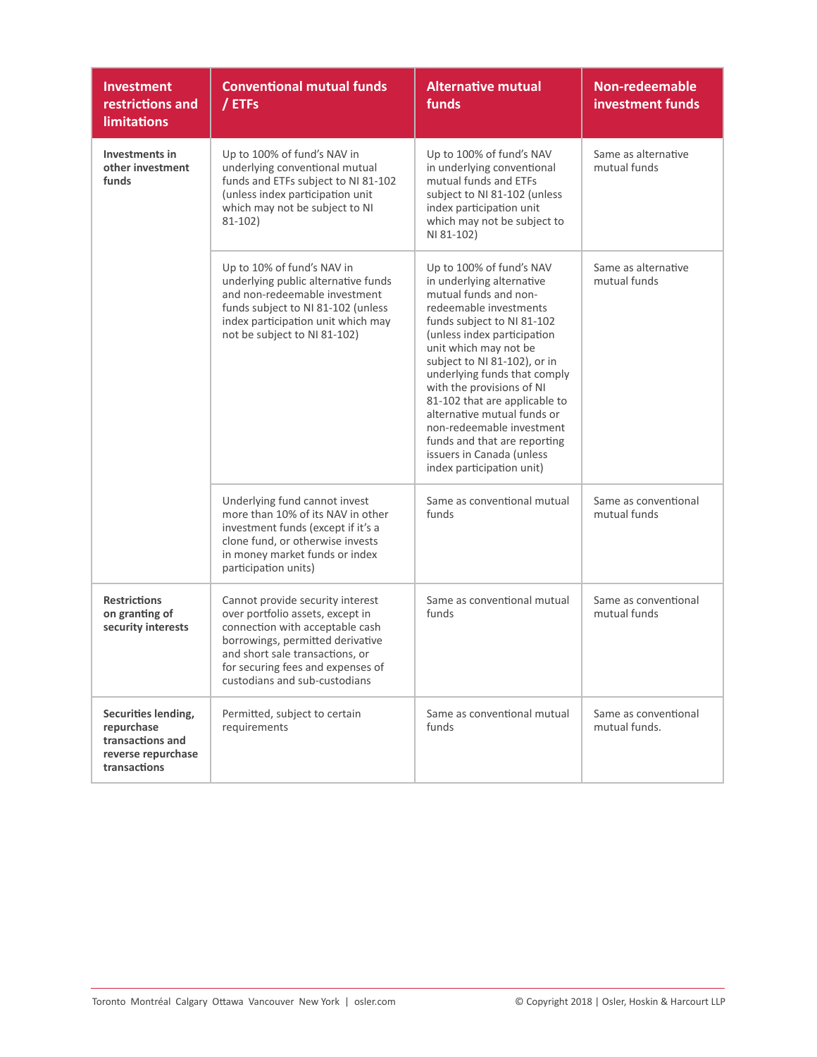| Investment restrictions and limitations | Conventional mutual funds / ETFs | Alternative mutual funds | Non-redeemable investment funds |
|---|---|---|---|
| **Investments in other investment funds** | Up to 100% of fund's NAV in underlying conventional mutual funds and ETFs subject to NI 81-102 (unless index participation unit which may not be subject to NI 81-102) | Up to 100% of fund's NAV in underlying conventional mutual funds and ETFs subject to NI 81-102 (unless index participation unit which may not be subject to NI 81-102) | Same as alternative mutual funds |
| | Up to 10% of fund's NAV in underlying public alternative funds and non-redeemable investment funds subject to NI 81-102 (unless index participation unit which may not be subject to NI 81-102) | Up to 100% of fund's NAV in underlying alternative mutual funds and non-redeemable investments funds subject to NI 81-102 (unless index participation unit which may not be subject to NI 81-102), or in underlying funds that comply with the provisions of NI 81-102 that are applicable to alternative mutual funds or non-redeemable investment funds and that are reporting issuers in Canada (unless index participation unit) | Same as alternative mutual funds |
| | Underlying fund cannot invest more than 10% of its NAV in other investment funds (except if it's a clone fund, or otherwise invests in money market funds or index participation units) | Same as conventional mutual funds | Same as conventional mutual funds |
| **Restrictions on granting of security interests** | Cannot provide security interest over portfolio assets, except in connection with acceptable cash borrowings, permitted derivative and short sale transactions, or for securing fees and expenses of custodians and sub-custodians | Same as conventional mutual funds | Same as conventional mutual funds |
| **Securities lending, repurchase transactions and reverse repurchase transactions** | Permitted, subject to certain requirements | Same as conventional mutual funds | Same as conventional mutual funds. |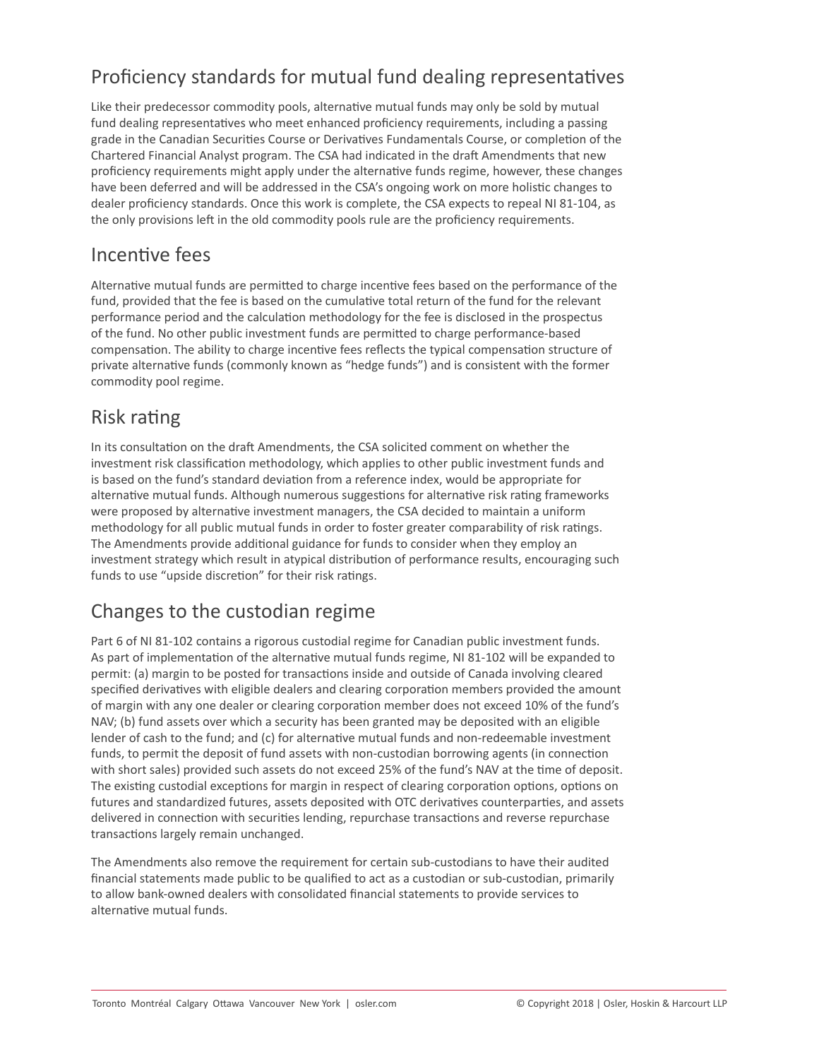## Proficiency standards for mutual fund dealing representatives

Like their predecessor commodity pools, alternative mutual funds may only be sold by mutual fund dealing representatives who meet enhanced proficiency requirements, including a passing grade in the Canadian Securities Course or Derivatives Fundamentals Course, or completion of the Chartered Financial Analyst program. The CSA had indicated in the draft Amendments that new proficiency requirements might apply under the alternative funds regime, however, these changes have been deferred and will be addressed in the CSA's ongoing work on more holistic changes to dealer proficiency standards. Once this work is complete, the CSA expects to repeal NI 81-104, as the only provisions left in the old commodity pools rule are the proficiency requirements.

## Incentive fees

Alternative mutual funds are permitted to charge incentive fees based on the performance of the fund, provided that the fee is based on the cumulative total return of the fund for the relevant performance period and the calculation methodology for the fee is disclosed in the prospectus of the fund. No other public investment funds are permitted to charge performance-based compensation. The ability to charge incentive fees reflects the typical compensation structure of private alternative funds (commonly known as "hedge funds") and is consistent with the former commodity pool regime.

## Risk rating

In its consultation on the draft Amendments, the CSA solicited comment on whether the investment risk classification methodology, which applies to other public investment funds and is based on the fund's standard deviation from a reference index, would be appropriate for alternative mutual funds. Although numerous suggestions for alternative risk rating frameworks were proposed by alternative investment managers, the CSA decided to maintain a uniform methodology for all public mutual funds in order to foster greater comparability of risk ratings. The Amendments provide additional guidance for funds to consider when they employ an investment strategy which result in atypical distribution of performance results, encouraging such funds to use "upside discretion" for their risk ratings.

## Changes to the custodian regime

Part 6 of NI 81-102 contains a rigorous custodial regime for Canadian public investment funds. As part of implementation of the alternative mutual funds regime, NI 81-102 will be expanded to permit: (a) margin to be posted for transactions inside and outside of Canada involving cleared specified derivatives with eligible dealers and clearing corporation members provided the amount of margin with any one dealer or clearing corporation member does not exceed 10% of the fund's NAV; (b) fund assets over which a security has been granted may be deposited with an eligible lender of cash to the fund; and (c) for alternative mutual funds and non-redeemable investment funds, to permit the deposit of fund assets with non-custodian borrowing agents (in connection with short sales) provided such assets do not exceed 25% of the fund's NAV at the time of deposit. The existing custodial exceptions for margin in respect of clearing corporation options, options on futures and standardized futures, assets deposited with OTC derivatives counterparties, and assets delivered in connection with securities lending, repurchase transactions and reverse repurchase transactions largely remain unchanged.

The Amendments also remove the requirement for certain sub-custodians to have their audited financial statements made public to be qualified to act as a custodian or sub-custodian, primarily to allow bank-owned dealers with consolidated financial statements to provide services to alternative mutual funds.